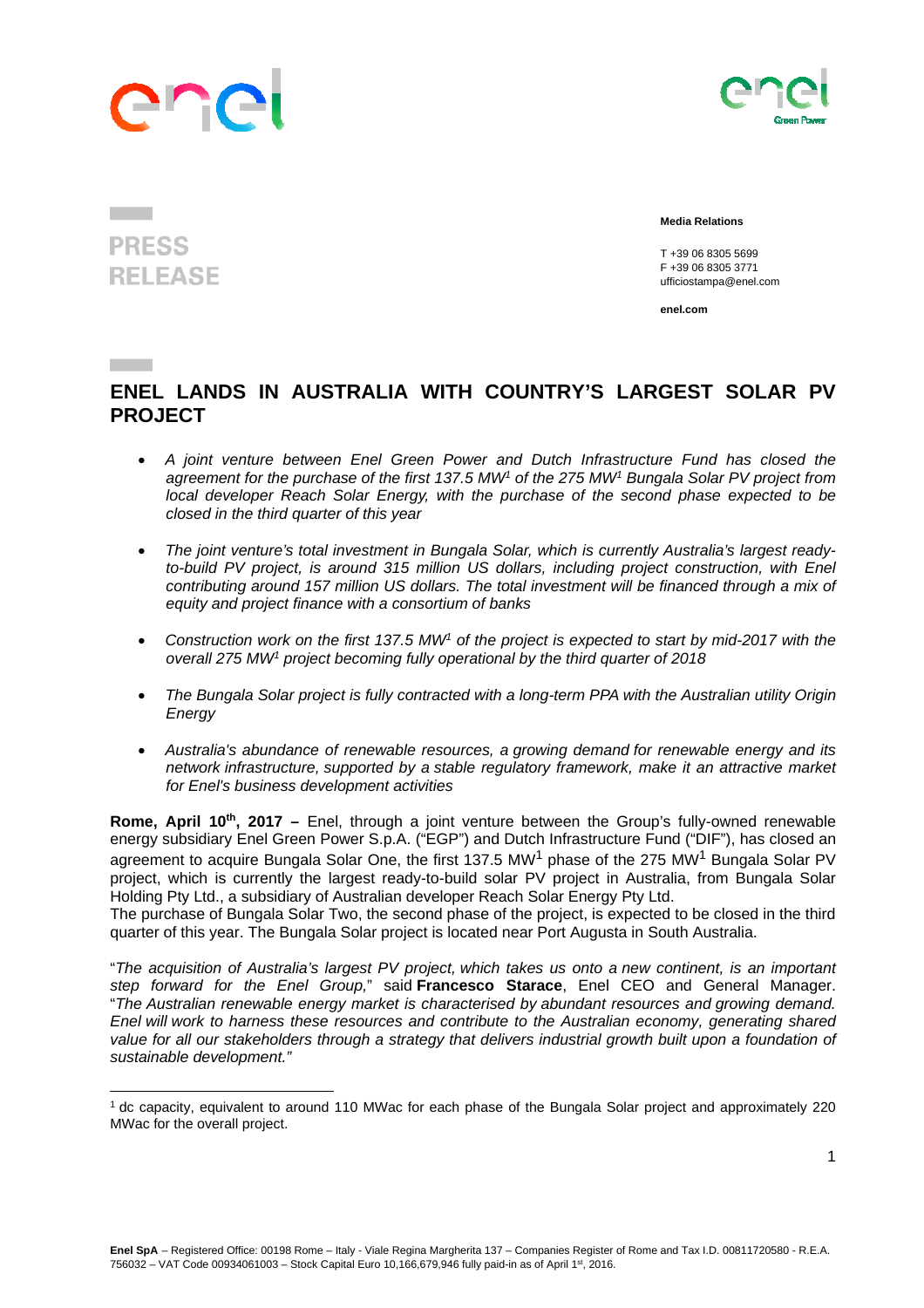**PRESS RELEASE**

**Media Relations**

T +39 06 8305 5699
F +39 06 8305 3771
ufficiostampa@enel.com

**enel.com**

# ENEL LANDS IN AUSTRALIA WITH COUNTRY'S LARGEST SOLAR PV PROJECT

- *A joint venture between Enel Green Power and Dutch Infrastructure Fund has closed the agreement for the purchase of the first 137.5 MW[1] of the 275 MW[1] Bungala Solar PV project from local developer Reach Solar Energy, with the purchase of the second phase expected to be closed in the third quarter of this year*

- *The joint venture's total investment in Bungala Solar, which is currently Australia's largest ready-to-build PV project, is around 315 million US dollars, including project construction, with Enel contributing around 157 million US dollars. The total investment will be financed through a mix of equity and project finance with a consortium of banks*

- *Construction work on the first 137.5 MW[1] of the project is expected to start by mid-2017 with the overall 275 MW[1] project becoming fully operational by the third quarter of 2018*

- *The Bungala Solar project is fully contracted with a long-term PPA with the Australian utility Origin Energy*

- *Australia's abundance of renewable resources, a growing demand for renewable energy and its network infrastructure, supported by a stable regulatory framework, make it an attractive market for Enel's business development activities*

**Rome, April 10th, 2017 –** Enel, through a joint venture between the Group's fully-owned renewable energy subsidiary Enel Green Power S.p.A. ("EGP") and Dutch Infrastructure Fund ("DIF"), has closed an agreement to acquire Bungala Solar One, the first 137.5 MW[1] phase of the 275 MW[1] Bungala Solar PV project, which is currently the largest ready-to-build solar PV project in Australia, from Bungala Solar Holding Pty Ltd., a subsidiary of Australian developer Reach Solar Energy Pty Ltd.
The purchase of Bungala Solar Two, the second phase of the project, is expected to be closed in the third quarter of this year. The Bungala Solar project is located near Port Augusta in South Australia.

"*The acquisition of Australia's largest PV project, which takes us onto a new continent, is an important step forward for the Enel Group,*" said **Francesco Starace**, Enel CEO and General Manager. "*The Australian renewable energy market is characterised by abundant resources and growing demand. Enel will work to harness these resources and contribute to the Australian economy, generating shared value for all our stakeholders through a strategy that delivers industrial growth built upon a foundation of sustainable development.*"

---

[1] dc capacity, equivalent to around 110 MWac for each phase of the Bungala Solar project and approximately 220 MWac for the overall project.

**Enel SpA** – Registered Office: 00198 Rome – Italy - Viale Regina Margherita 137 – Companies Register of Rome and Tax I.D. 00811720580 - R.E.A. 756032 – VAT Code 00934061003 – Stock Capital Euro 10,166,679,946 fully paid-in as of April 1st, 2016.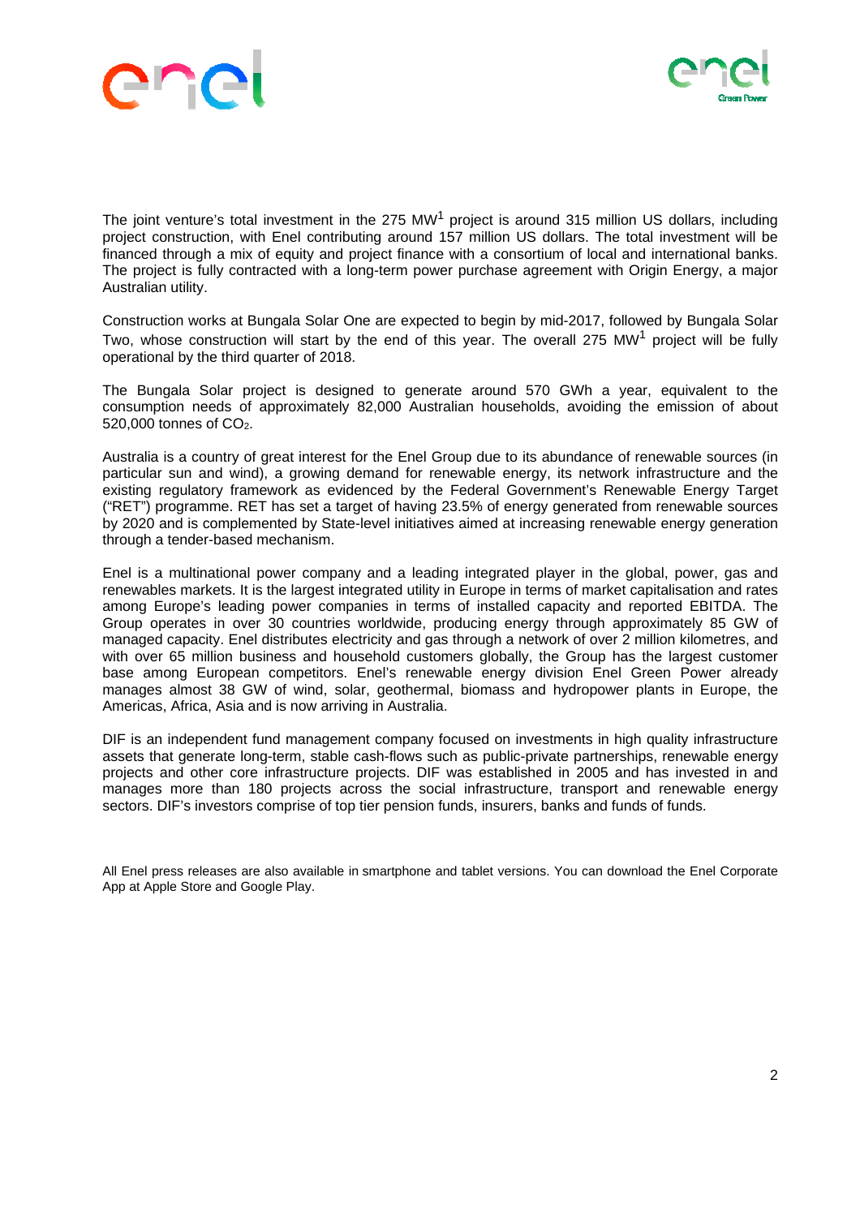The joint venture's total investment in the 275 MW[1] project is around 315 million US dollars, including project construction, with Enel contributing around 157 million US dollars. The total investment will be financed through a mix of equity and project finance with a consortium of local and international banks. The project is fully contracted with a long-term power purchase agreement with Origin Energy, a major Australian utility.

Construction works at Bungala Solar One are expected to begin by mid-2017, followed by Bungala Solar Two, whose construction will start by the end of this year. The overall 275 MW[1] project will be fully operational by the third quarter of 2018.

The Bungala Solar project is designed to generate around 570 GWh a year, equivalent to the consumption needs of approximately 82,000 Australian households, avoiding the emission of about 520,000 tonnes of $CO_2$.

Australia is a country of great interest for the Enel Group due to its abundance of renewable sources (in particular sun and wind), a growing demand for renewable energy, its network infrastructure and the existing regulatory framework as evidenced by the Federal Government's Renewable Energy Target ("RET") programme. RET has set a target of having 23.5% of energy generated from renewable sources by 2020 and is complemented by State-level initiatives aimed at increasing renewable energy generation through a tender-based mechanism.

Enel is a multinational power company and a leading integrated player in the global, power, gas and renewables markets. It is the largest integrated utility in Europe in terms of market capitalisation and rates among Europe's leading power companies in terms of installed capacity and reported EBITDA. The Group operates in over 30 countries worldwide, producing energy through approximately 85 GW of managed capacity. Enel distributes electricity and gas through a network of over 2 million kilometres, and with over 65 million business and household customers globally, the Group has the largest customer base among European competitors. Enel's renewable energy division Enel Green Power already manages almost 38 GW of wind, solar, geothermal, biomass and hydropower plants in Europe, the Americas, Africa, Asia and is now arriving in Australia.

DIF is an independent fund management company focused on investments in high quality infrastructure assets that generate long-term, stable cash-flows such as public-private partnerships, renewable energy projects and other core infrastructure projects. DIF was established in 2005 and has invested in and manages more than 180 projects across the social infrastructure, transport and renewable energy sectors. DIF's investors comprise of top tier pension funds, insurers, banks and funds of funds.

All Enel press releases are also available in smartphone and tablet versions. You can download the Enel Corporate App at Apple Store and Google Play.